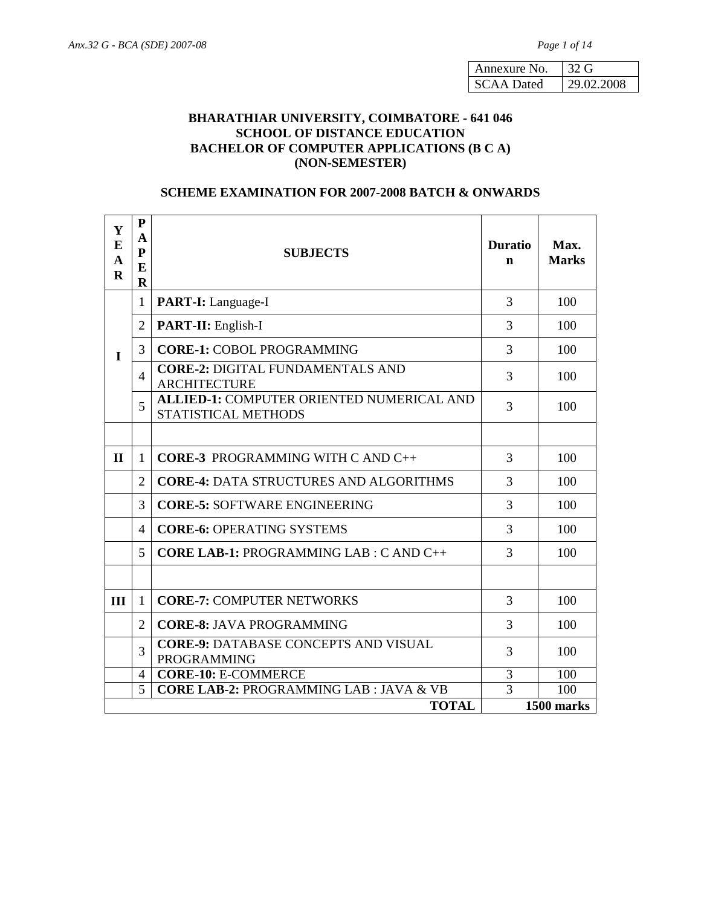| Annexure No. | 32 G |
|---|---|
| SCAA Dated | 29.02.2008 |

**BHARATHIAR UNIVERSITY, COIMBATORE - 641 046**
**SCHOOL OF DISTANCE EDUCATION**
**BACHELOR OF COMPUTER APPLICATIONS (B C A)**
**(NON-SEMESTER)**

**SCHEME EXAMINATION FOR 2007-2008 BATCH & ONWARDS**

| YEAR | PAPER | SUBJECTS | Duration | Max. Marks |
|---|---|---|---|---|
| I | 1 | **PART-I:** Language-I | 3 | 100 |
| | 2 | **PART-II:** English-I | 3 | 100 |
| | 3 | **CORE-1:** COBOL PROGRAMMING | 3 | 100 |
| | 4 | **CORE-2:** DIGITAL FUNDAMENTALS AND ARCHITECTURE | 3 | 100 |
| | 5 | **ALLIED-1:** COMPUTER ORIENTED NUMERICAL AND STATISTICAL METHODS | 3 | 100 |
| | | | | |
| II | 1 | **CORE-3** PROGRAMMING WITH C AND C++ | 3 | 100 |
| | 2 | **CORE-4:** DATA STRUCTURES AND ALGORITHMS | 3 | 100 |
| | 3 | **CORE-5:** SOFTWARE ENGINEERING | 3 | 100 |
| | 4 | **CORE-6:** OPERATING SYSTEMS | 3 | 100 |
| | 5 | **CORE LAB-1:** PROGRAMMING LAB : C AND C++ | 3 | 100 |
| | | | | |
| III | 1 | **CORE-7:** COMPUTER NETWORKS | 3 | 100 |
| | 2 | **CORE-8:** JAVA PROGRAMMING | 3 | 100 |
| | 3 | **CORE-9:** DATABASE CONCEPTS AND VISUAL PROGRAMMING | 3 | 100 |
| | 4 | **CORE-10:** E-COMMERCE | 3 | 100 |
| | 5 | **CORE LAB-2:** PROGRAMMING LAB : JAVA & VB | 3 | 100 |
| | | **TOTAL** | **1500 marks** | |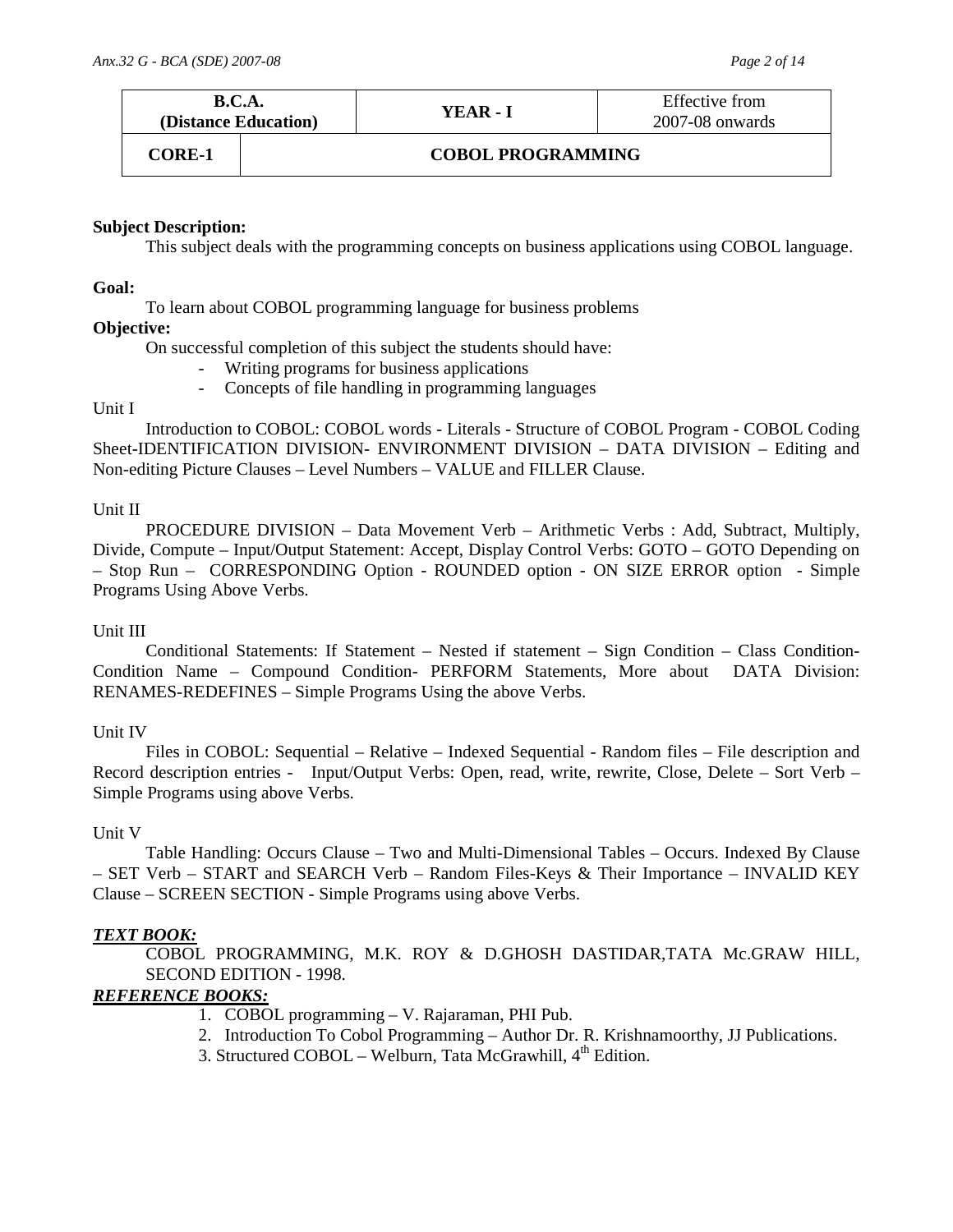| B.C.A. (Distance Education) | | YEAR - I | Effective from 2007-08 onwards |
|---|---|---|---|
| CORE-1 | COBOL PROGRAMMING | | |

**Subject Description:**

This subject deals with the programming concepts on business applications using COBOL language.

**Goal:**

To learn about COBOL programming language for business problems

**Objective:**

On successful completion of this subject the students should have:

- Writing programs for business applications
- Concepts of file handling in programming languages

Unit I

Introduction to COBOL: COBOL words - Literals - Structure of COBOL Program - COBOL Coding Sheet-IDENTIFICATION DIVISION- ENVIRONMENT DIVISION – DATA DIVISION – Editing and Non-editing Picture Clauses – Level Numbers – VALUE and FILLER Clause.

Unit II

PROCEDURE DIVISION – Data Movement Verb – Arithmetic Verbs : Add, Subtract, Multiply, Divide, Compute – Input/Output Statement: Accept, Display Control Verbs: GOTO – GOTO Depending on – Stop Run – CORRESPONDING Option - ROUNDED option - ON SIZE ERROR option - Simple Programs Using Above Verbs.

Unit III

Conditional Statements: If Statement – Nested if statement – Sign Condition – Class Condition- Condition Name – Compound Condition- PERFORM Statements, More about DATA Division: RENAMES-REDEFINES – Simple Programs Using the above Verbs.

Unit IV

Files in COBOL: Sequential – Relative – Indexed Sequential - Random files – File description and Record description entries - Input/Output Verbs: Open, read, write, rewrite, Close, Delete – Sort Verb – Simple Programs using above Verbs.

Unit V

Table Handling: Occurs Clause – Two and Multi-Dimensional Tables – Occurs. Indexed By Clause – SET Verb – START and SEARCH Verb – Random Files-Keys & Their Importance – INVALID KEY Clause – SCREEN SECTION - Simple Programs using above Verbs.

***TEXT BOOK:***

COBOL PROGRAMMING, M.K. ROY & D.GHOSH DASTIDAR,TATA Mc.GRAW HILL, SECOND EDITION - 1998.

***REFERENCE BOOKS:***

1. COBOL programming – V. Rajaraman, PHI Pub.
2. Introduction To Cobol Programming – Author Dr. R. Krishnamoorthy, JJ Publications.
3. Structured COBOL – Welburn, Tata McGrawhill, 4th Edition.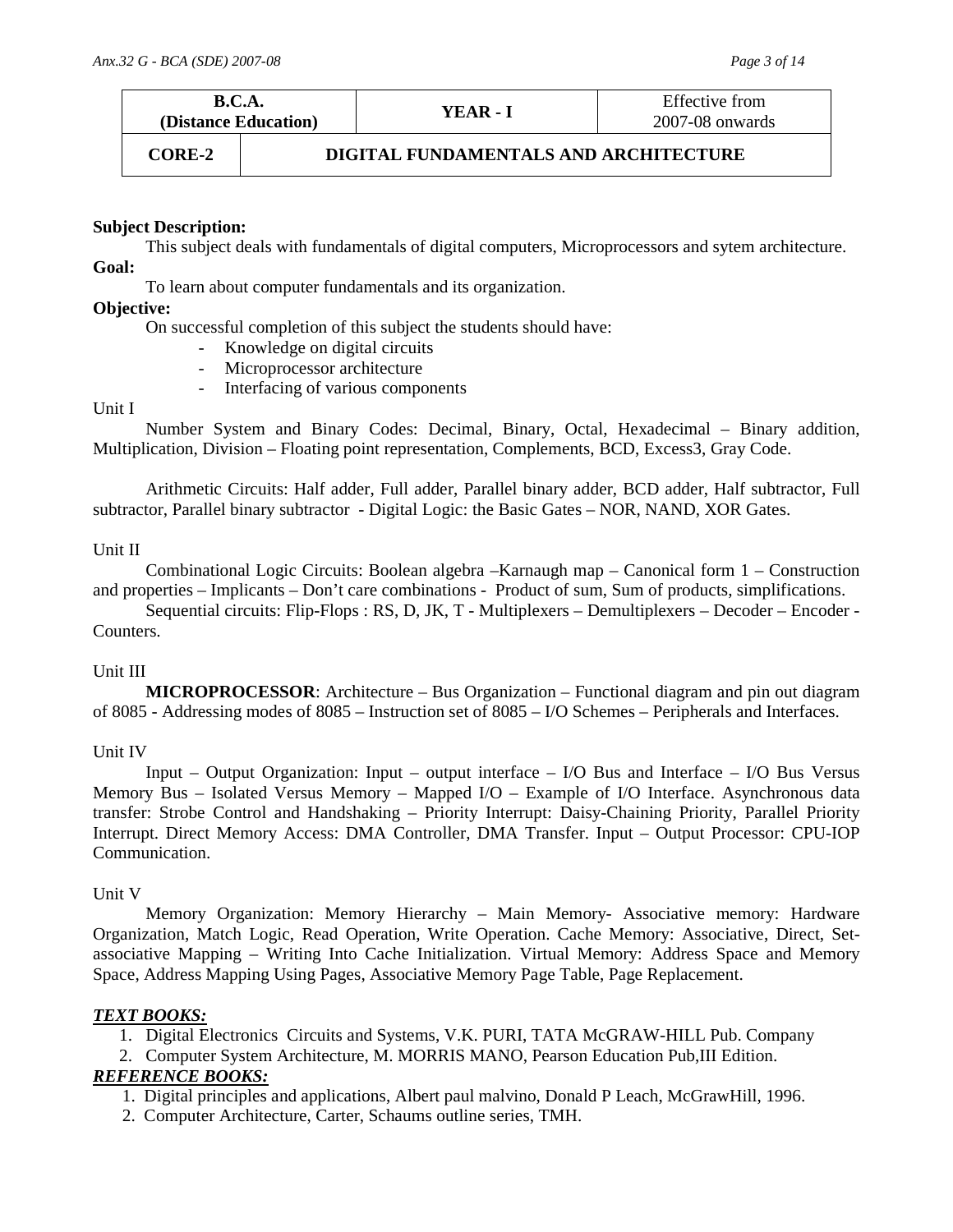| B.C.A. (Distance Education) | | YEAR - I | Effective from 2007-08 onwards |
|---|---|---|---|
| **CORE-2** | **DIGITAL FUNDAMENTALS AND ARCHITECTURE** | | |

**Subject Description:**

This subject deals with fundamentals of digital computers, Microprocessors and sytem architecture.

**Goal:**

To learn about computer fundamentals and its organization.

**Objective:**

On successful completion of this subject the students should have:

- Knowledge on digital circuits
- Microprocessor architecture
- Interfacing of various components

Unit I

Number System and Binary Codes: Decimal, Binary, Octal, Hexadecimal – Binary addition, Multiplication, Division – Floating point representation, Complements, BCD, Excess3, Gray Code.

Arithmetic Circuits: Half adder, Full adder, Parallel binary adder, BCD adder, Half subtractor, Full subtractor, Parallel binary subtractor - Digital Logic: the Basic Gates – NOR, NAND, XOR Gates.

Unit II

Combinational Logic Circuits: Boolean algebra –Karnaugh map – Canonical form 1 – Construction and properties – Implicants – Don't care combinations - Product of sum, Sum of products, simplifications.

Sequential circuits: Flip-Flops : RS, D, JK, T - Multiplexers – Demultiplexers – Decoder – Encoder - Counters.

Unit III

**MICROPROCESSOR**: Architecture – Bus Organization – Functional diagram and pin out diagram of 8085 - Addressing modes of 8085 – Instruction set of 8085 – I/O Schemes – Peripherals and Interfaces.

Unit IV

Input – Output Organization: Input – output interface – I/O Bus and Interface – I/O Bus Versus Memory Bus – Isolated Versus Memory – Mapped I/O – Example of I/O Interface. Asynchronous data transfer: Strobe Control and Handshaking – Priority Interrupt: Daisy-Chaining Priority, Parallel Priority Interrupt. Direct Memory Access: DMA Controller, DMA Transfer. Input – Output Processor: CPU-IOP Communication.

Unit V

Memory Organization: Memory Hierarchy – Main Memory- Associative memory: Hardware Organization, Match Logic, Read Operation, Write Operation. Cache Memory: Associative, Direct, Set-associative Mapping – Writing Into Cache Initialization. Virtual Memory: Address Space and Memory Space, Address Mapping Using Pages, Associative Memory Page Table, Page Replacement.

***TEXT BOOKS:***

1. Digital Electronics Circuits and Systems, V.K. PURI, TATA McGRAW-HILL Pub. Company
2. Computer System Architecture, M. MORRIS MANO, Pearson Education Pub,III Edition.

***REFERENCE BOOKS:***

1. Digital principles and applications, Albert paul malvino, Donald P Leach, McGrawHill, 1996.
2. Computer Architecture, Carter, Schaums outline series, TMH.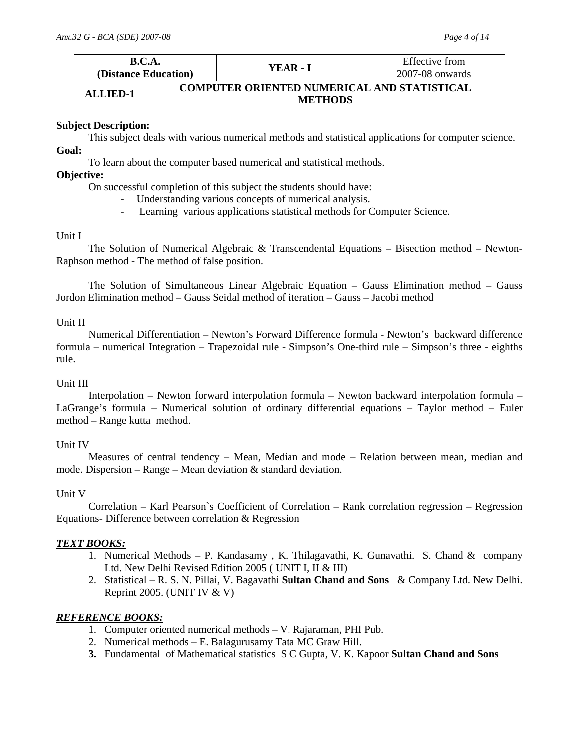| B.C.A. (Distance Education) | | YEAR - I | Effective from 2007-08 onwards |
|---|---|---|---|
| ALLIED-1 | COMPUTER ORIENTED NUMERICAL AND STATISTICAL METHODS | | |

**Subject Description:**

This subject deals with various numerical methods and statistical applications for computer science.

**Goal:**

To learn about the computer based numerical and statistical methods.

**Objective:**

On successful completion of this subject the students should have:

- Understanding various concepts of numerical analysis.
- Learning various applications statistical methods for Computer Science.

Unit I

The Solution of Numerical Algebraic & Transcendental Equations – Bisection method – Newton-Raphson method - The method of false position.

The Solution of Simultaneous Linear Algebraic Equation – Gauss Elimination method – Gauss Jordon Elimination method – Gauss Seidal method of iteration – Gauss – Jacobi method

Unit II

Numerical Differentiation – Newton's Forward Difference formula - Newton's backward difference formula – numerical Integration – Trapezoidal rule - Simpson's One-third rule – Simpson's three - eighths rule.

Unit III

Interpolation – Newton forward interpolation formula – Newton backward interpolation formula – LaGrange's formula – Numerical solution of ordinary differential equations – Taylor method – Euler method – Range kutta method.

Unit IV

Measures of central tendency – Mean, Median and mode – Relation between mean, median and mode. Dispersion – Range – Mean deviation & standard deviation.

Unit V

Correlation – Karl Pearson`s Coefficient of Correlation – Rank correlation regression – Regression Equations- Difference between correlation & Regression

***TEXT BOOKS:***

1. Numerical Methods – P. Kandasamy , K. Thilagavathi, K. Gunavathi. S. Chand & company Ltd. New Delhi Revised Edition 2005 ( UNIT I, II & III)
2. Statistical – R. S. N. Pillai, V. Bagavathi **Sultan Chand and Sons** & Company Ltd. New Delhi. Reprint 2005. (UNIT IV & V)

***REFERENCE BOOKS:***

1. Computer oriented numerical methods – V. Rajaraman, PHI Pub.
2. Numerical methods – E. Balagurusamy Tata MC Graw Hill.
3. Fundamental of Mathematical statistics S C Gupta, V. K. Kapoor **Sultan Chand and Sons**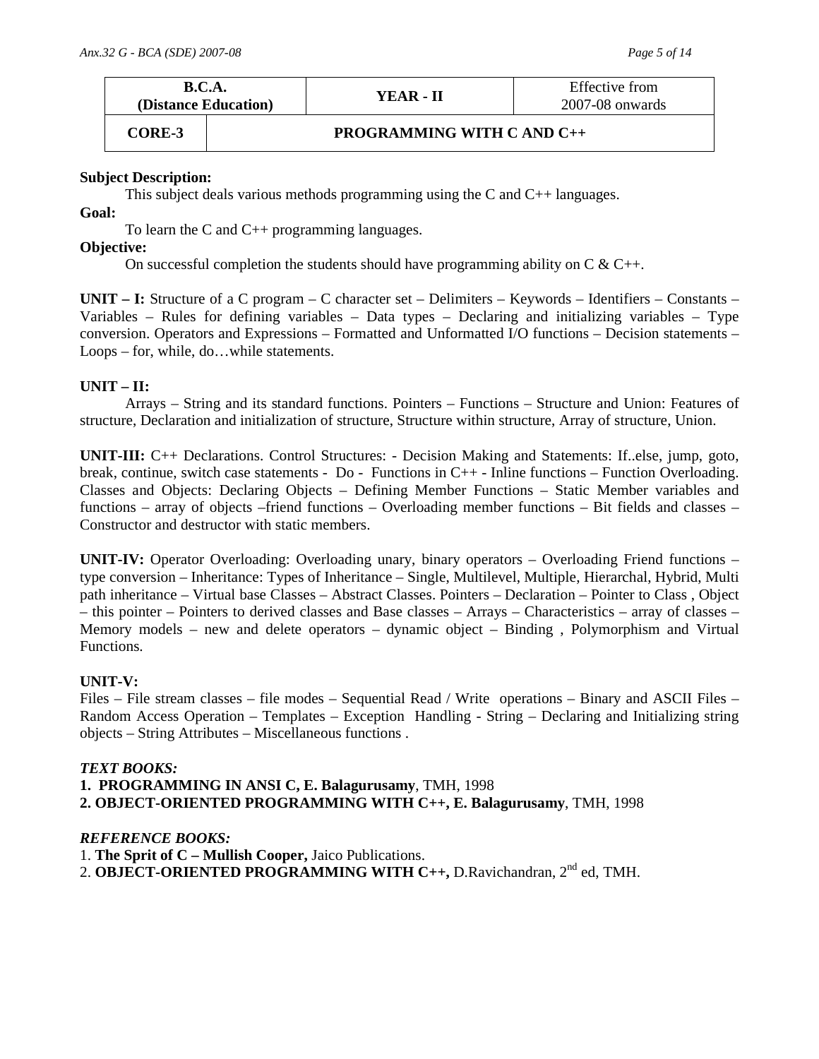| B.C.A. (Distance Education) | | YEAR - II | Effective from 2007-08 onwards |
|---|---|---|---|
| CORE-3 | PROGRAMMING WITH C AND C++ | | |

**Subject Description:**

This subject deals various methods programming using the C and C++ languages.

**Goal:**

To learn the C and C++ programming languages.

**Objective:**

On successful completion the students should have programming ability on C & C++.

**UNIT – I:** Structure of a C program – C character set – Delimiters – Keywords – Identifiers – Constants – Variables – Rules for defining variables – Data types – Declaring and initializing variables – Type conversion. Operators and Expressions – Formatted and Unformatted I/O functions – Decision statements – Loops – for, while, do…while statements.

**UNIT – II:**

Arrays – String and its standard functions. Pointers – Functions – Structure and Union: Features of structure, Declaration and initialization of structure, Structure within structure, Array of structure, Union.

**UNIT-III:** C++ Declarations. Control Structures: - Decision Making and Statements: If..else, jump, goto, break, continue, switch case statements - Do - Functions in C++ - Inline functions – Function Overloading. Classes and Objects: Declaring Objects – Defining Member Functions – Static Member variables and functions – array of objects –friend functions – Overloading member functions – Bit fields and classes – Constructor and destructor with static members.

**UNIT-IV:** Operator Overloading: Overloading unary, binary operators – Overloading Friend functions – type conversion – Inheritance: Types of Inheritance – Single, Multilevel, Multiple, Hierarchal, Hybrid, Multi path inheritance – Virtual base Classes – Abstract Classes. Pointers – Declaration – Pointer to Class , Object – this pointer – Pointers to derived classes and Base classes – Arrays – Characteristics – array of classes – Memory models – new and delete operators – dynamic object – Binding , Polymorphism and Virtual Functions.

**UNIT-V:**

Files – File stream classes – file modes – Sequential Read / Write operations – Binary and ASCII Files – Random Access Operation – Templates – Exception Handling - String – Declaring and Initializing string objects – String Attributes – Miscellaneous functions .

***TEXT BOOKS:***

1. **PROGRAMMING IN ANSI C, E. Balagurusamy**, TMH, 1998
2. **OBJECT-ORIENTED PROGRAMMING WITH C++, E. Balagurusamy**, TMH, 1998

***REFERENCE BOOKS:***

1. **The Sprit of C – Mullish Cooper,** Jaico Publications.
2. **OBJECT-ORIENTED PROGRAMMING WITH C++,** D.Ravichandran, 2nd ed, TMH.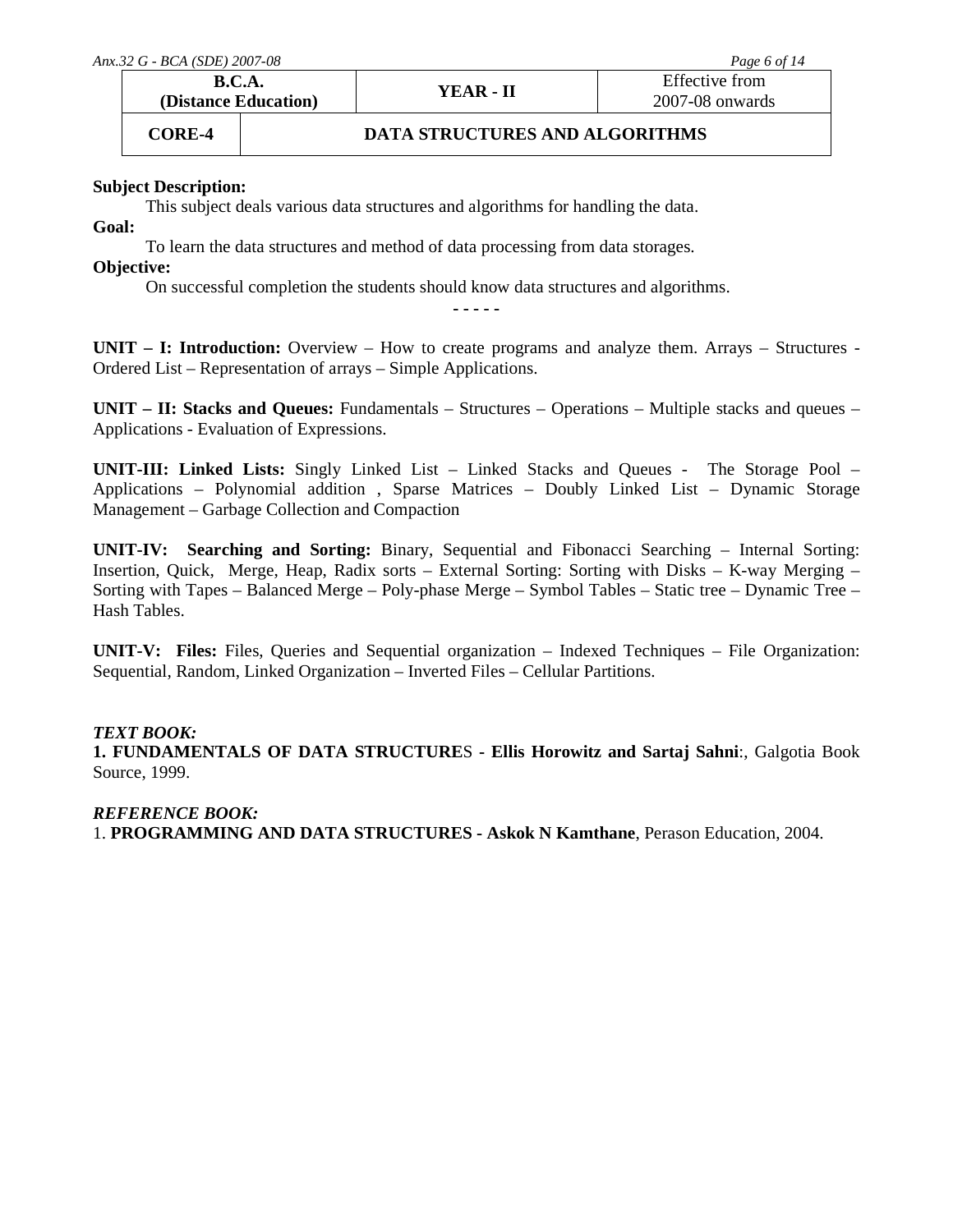| B.C.A. (Distance Education) | YEAR - II | Effective from 2007-08 onwards |
|---|---|---|
| **CORE-4** | **DATA STRUCTURES AND ALGORITHMS** | |

**Subject Description:**

This subject deals various data structures and algorithms for handling the data.

**Goal:**

To learn the data structures and method of data processing from data storages.

**Objective:**

On successful completion the students should know data structures and algorithms.

- - - - -

**UNIT – I: Introduction:** Overview – How to create programs and analyze them. Arrays – Structures - Ordered List – Representation of arrays – Simple Applications.

**UNIT – II: Stacks and Queues:** Fundamentals – Structures – Operations – Multiple stacks and queues – Applications - Evaluation of Expressions.

**UNIT-III: Linked Lists:** Singly Linked List – Linked Stacks and Queues - The Storage Pool – Applications – Polynomial addition , Sparse Matrices – Doubly Linked List – Dynamic Storage Management – Garbage Collection and Compaction

**UNIT-IV: Searching and Sorting:** Binary, Sequential and Fibonacci Searching – Internal Sorting: Insertion, Quick, Merge, Heap, Radix sorts – External Sorting: Sorting with Disks – K-way Merging – Sorting with Tapes – Balanced Merge – Poly-phase Merge – Symbol Tables – Static tree – Dynamic Tree – Hash Tables.

**UNIT-V: Files:** Files, Queries and Sequential organization – Indexed Techniques – File Organization: Sequential, Random, Linked Organization – Inverted Files – Cellular Partitions.

***TEXT BOOK:***

**1. FUNDAMENTALS OF DATA STRUCTURE**S - **Ellis Horowitz and Sartaj Sahni**:, Galgotia Book Source, 1999.

***REFERENCE BOOK:***

1. **PROGRAMMING AND DATA STRUCTURES - Askok N Kamthane**, Perason Education, 2004.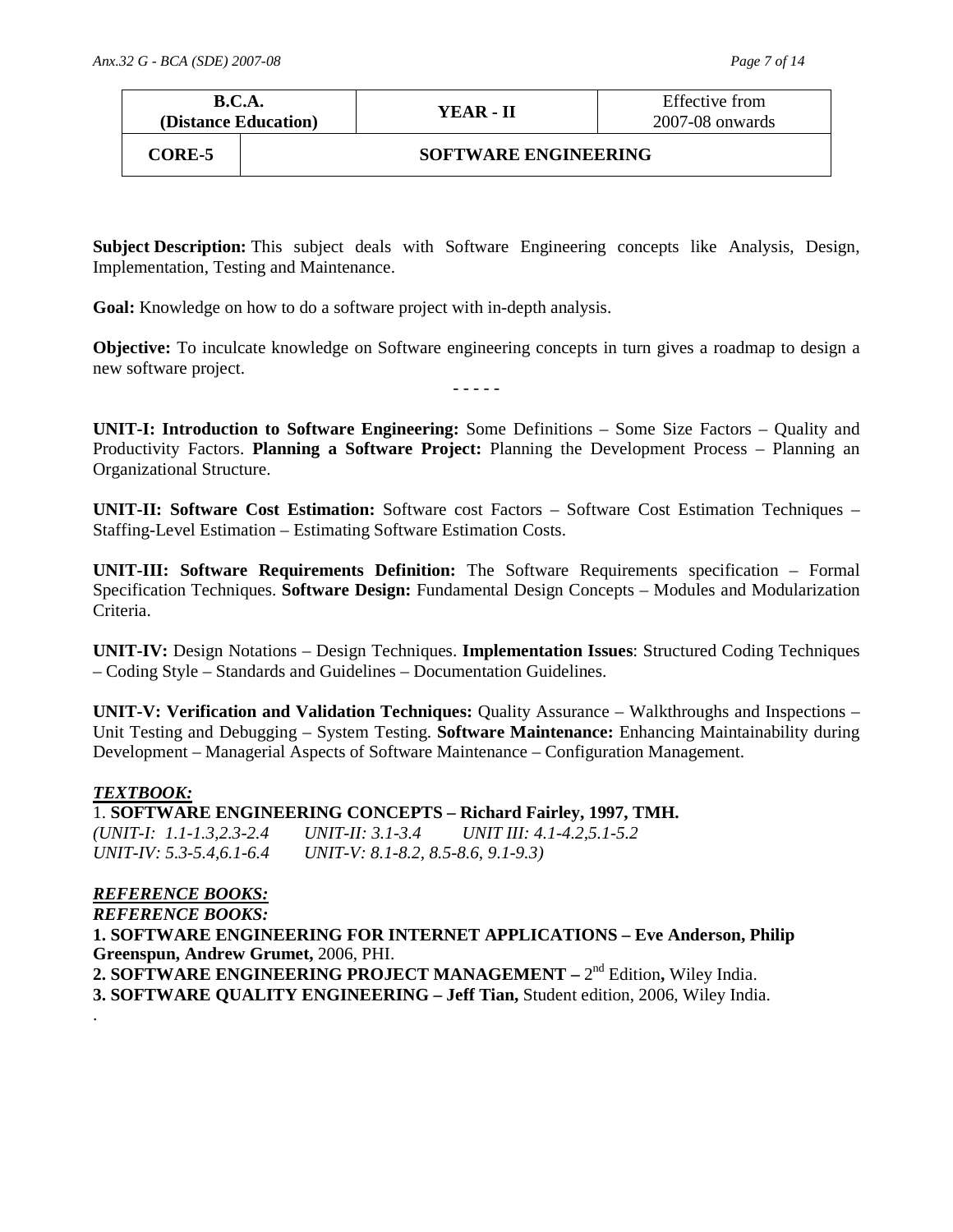| B.C.A. (Distance Education) | | YEAR - II | Effective from 2007-08 onwards |
|---|---|---|---|
| **CORE-5** | **SOFTWARE ENGINEERING** | | |

**Subject Description:** This subject deals with Software Engineering concepts like Analysis, Design, Implementation, Testing and Maintenance.

**Goal:** Knowledge on how to do a software project with in-depth analysis.

**Objective:** To inculcate knowledge on Software engineering concepts in turn gives a roadmap to design a new software project.

- - - - -

**UNIT-I: Introduction to Software Engineering:** Some Definitions – Some Size Factors – Quality and Productivity Factors. **Planning a Software Project:** Planning the Development Process – Planning an Organizational Structure.

**UNIT-II: Software Cost Estimation:** Software cost Factors – Software Cost Estimation Techniques – Staffing-Level Estimation – Estimating Software Estimation Costs.

**UNIT-III: Software Requirements Definition:** The Software Requirements specification – Formal Specification Techniques. **Software Design:** Fundamental Design Concepts – Modules and Modularization Criteria.

**UNIT-IV:** Design Notations – Design Techniques. **Implementation Issues**: Structured Coding Techniques – Coding Style – Standards and Guidelines – Documentation Guidelines.

**UNIT-V: Verification and Validation Techniques:** Quality Assurance – Walkthroughs and Inspections – Unit Testing and Debugging – System Testing. **Software Maintenance:** Enhancing Maintainability during Development – Managerial Aspects of Software Maintenance – Configuration Management.

***TEXTBOOK:***

1. **SOFTWARE ENGINEERING CONCEPTS – Richard Fairley, 1997, TMH.**
*(UNIT-I: 1.1-1.3,2.3-2.4 UNIT-II: 3.1-3.4 UNIT III: 4.1-4.2,5.1-5.2*
*UNIT-IV: 5.3-5.4,6.1-6.4 UNIT-V: 8.1-8.2, 8.5-8.6, 9.1-9.3)*

***REFERENCE BOOKS:***

***REFERENCE BOOKS:***

**1. SOFTWARE ENGINEERING FOR INTERNET APPLICATIONS – Eve Anderson, Philip Greenspun, Andrew Grumet,** 2006, PHI.
**2. SOFTWARE ENGINEERING PROJECT MANAGEMENT –** 2nd Edition**,** Wiley India.
**3. SOFTWARE QUALITY ENGINEERING – Jeff Tian,** Student edition, 2006, Wiley India.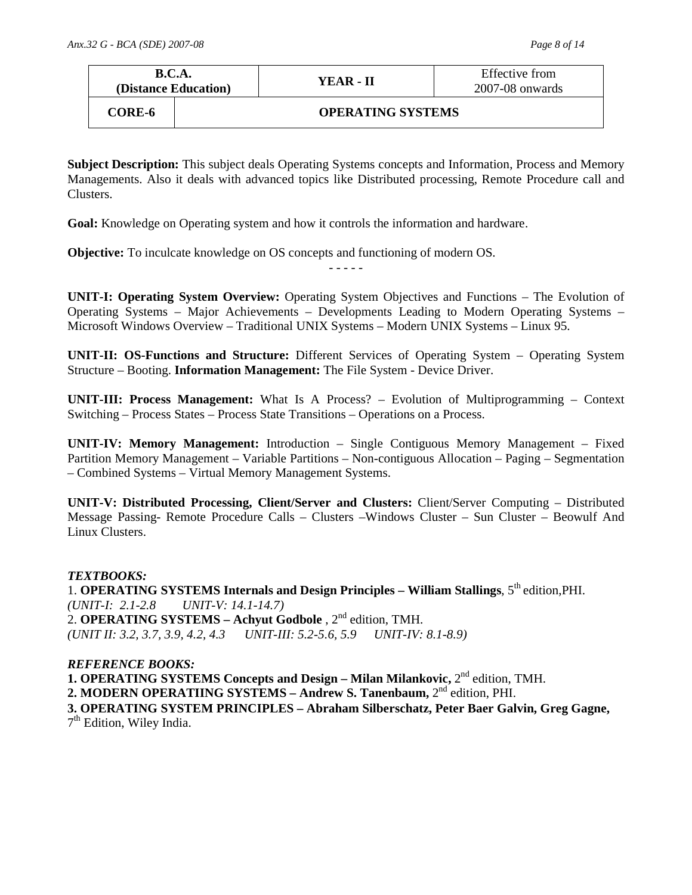| B.C.A. (Distance Education) | YEAR - II | Effective from 2007-08 onwards |
|---|---|---|
| **CORE-6** | **OPERATING SYSTEMS** | |

**Subject Description:** This subject deals Operating Systems concepts and Information, Process and Memory Managements. Also it deals with advanced topics like Distributed processing, Remote Procedure call and Clusters.

**Goal:** Knowledge on Operating system and how it controls the information and hardware.

**Objective:** To inculcate knowledge on OS concepts and functioning of modern OS.

- - - - -

**UNIT-I: Operating System Overview:** Operating System Objectives and Functions – The Evolution of Operating Systems – Major Achievements – Developments Leading to Modern Operating Systems – Microsoft Windows Overview – Traditional UNIX Systems – Modern UNIX Systems – Linux 95.

**UNIT-II: OS-Functions and Structure:** Different Services of Operating System – Operating System Structure – Booting. **Information Management:** The File System - Device Driver.

**UNIT-III: Process Management:** What Is A Process? – Evolution of Multiprogramming – Context Switching – Process States – Process State Transitions – Operations on a Process.

**UNIT-IV: Memory Management:** Introduction – Single Contiguous Memory Management – Fixed Partition Memory Management – Variable Partitions – Non-contiguous Allocation – Paging – Segmentation – Combined Systems – Virtual Memory Management Systems.

**UNIT-V: Distributed Processing, Client/Server and Clusters:** Client/Server Computing – Distributed Message Passing- Remote Procedure Calls – Clusters –Windows Cluster – Sun Cluster – Beowulf And Linux Clusters.

***TEXTBOOKS:***

1. **OPERATING SYSTEMS Internals and Design Principles – William Stallings**, 5th edition,PHI.
*(UNIT-I: 2.1-2.8 UNIT-V: 14.1-14.7)*
2. **OPERATING SYSTEMS – Achyut Godbole** , 2nd edition, TMH.
*(UNIT II: 3.2, 3.7, 3.9, 4.2, 4.3 UNIT-III: 5.2-5.6, 5.9 UNIT-IV: 8.1-8.9)*

***REFERENCE BOOKS:***

**1. OPERATING SYSTEMS Concepts and Design – Milan Milankovic,** 2nd edition, TMH.
**2. MODERN OPERATIING SYSTEMS – Andrew S. Tanenbaum,** 2nd edition, PHI.
**3. OPERATING SYSTEM PRINCIPLES – Abraham Silberschatz, Peter Baer Galvin, Greg Gagne,** 7th Edition, Wiley India.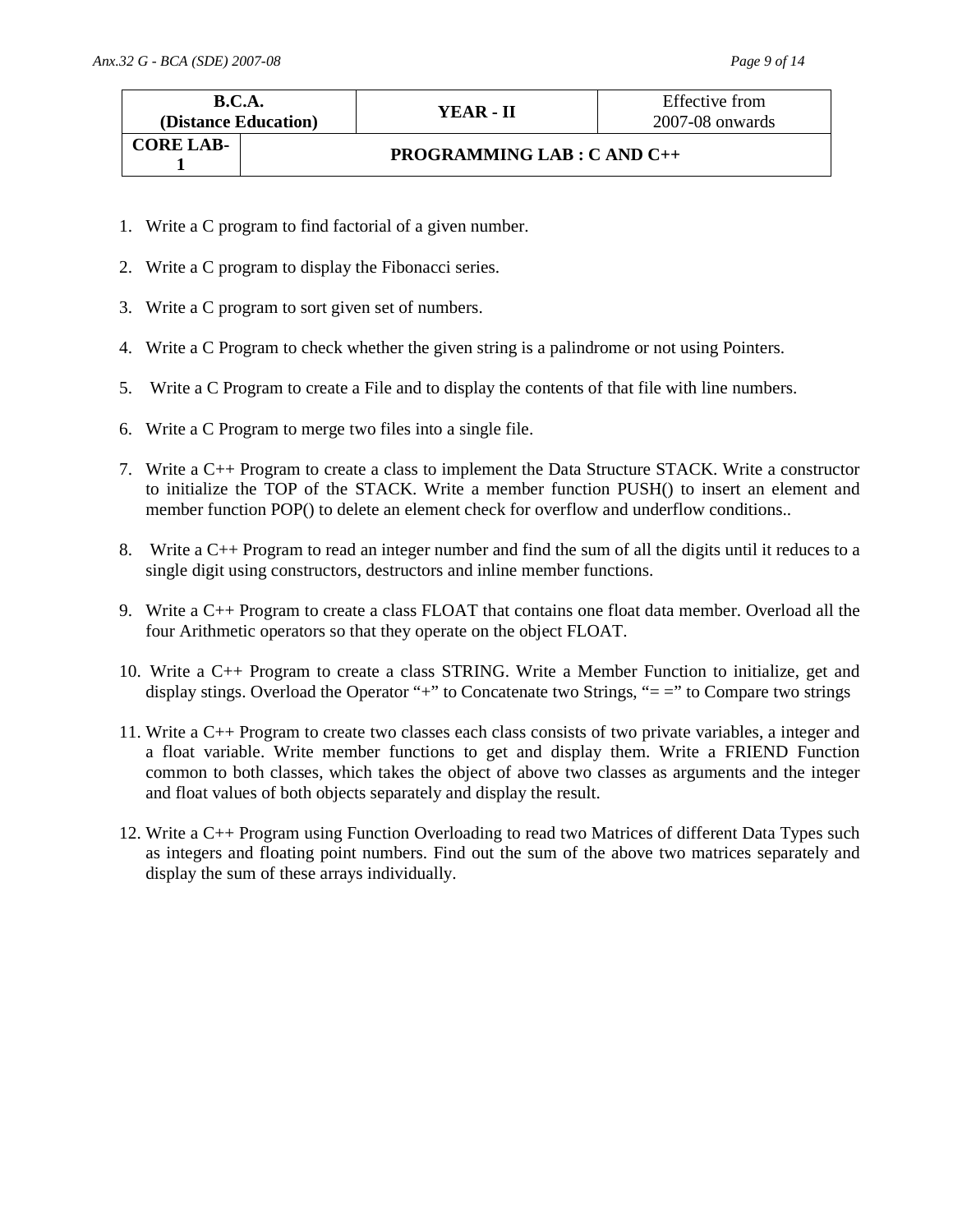| B.C.A. (Distance Education) | | YEAR - II | Effective from 2007-08 onwards |
|---|---|---|---|
| CORE LAB-1 | PROGRAMMING LAB : C AND C++ | | |

1. Write a C program to find factorial of a given number.
2. Write a C program to display the Fibonacci series.
3. Write a C program to sort given set of numbers.
4. Write a C Program to check whether the given string is a palindrome or not using Pointers.
5. Write a C Program to create a File and to display the contents of that file with line numbers.
6. Write a C Program to merge two files into a single file.
7. Write a C++ Program to create a class to implement the Data Structure STACK. Write a constructor to initialize the TOP of the STACK. Write a member function PUSH() to insert an element and member function POP() to delete an element check for overflow and underflow conditions..
8. Write a C++ Program to read an integer number and find the sum of all the digits until it reduces to a single digit using constructors, destructors and inline member functions.
9. Write a C++ Program to create a class FLOAT that contains one float data member. Overload all the four Arithmetic operators so that they operate on the object FLOAT.
10. Write a C++ Program to create a class STRING. Write a Member Function to initialize, get and display stings. Overload the Operator "+" to Concatenate two Strings, "= =" to Compare two strings
11. Write a C++ Program to create two classes each class consists of two private variables, a integer and a float variable. Write member functions to get and display them. Write a FRIEND Function common to both classes, which takes the object of above two classes as arguments and the integer and float values of both objects separately and display the result.
12. Write a C++ Program using Function Overloading to read two Matrices of different Data Types such as integers and floating point numbers. Find out the sum of the above two matrices separately and display the sum of these arrays individually.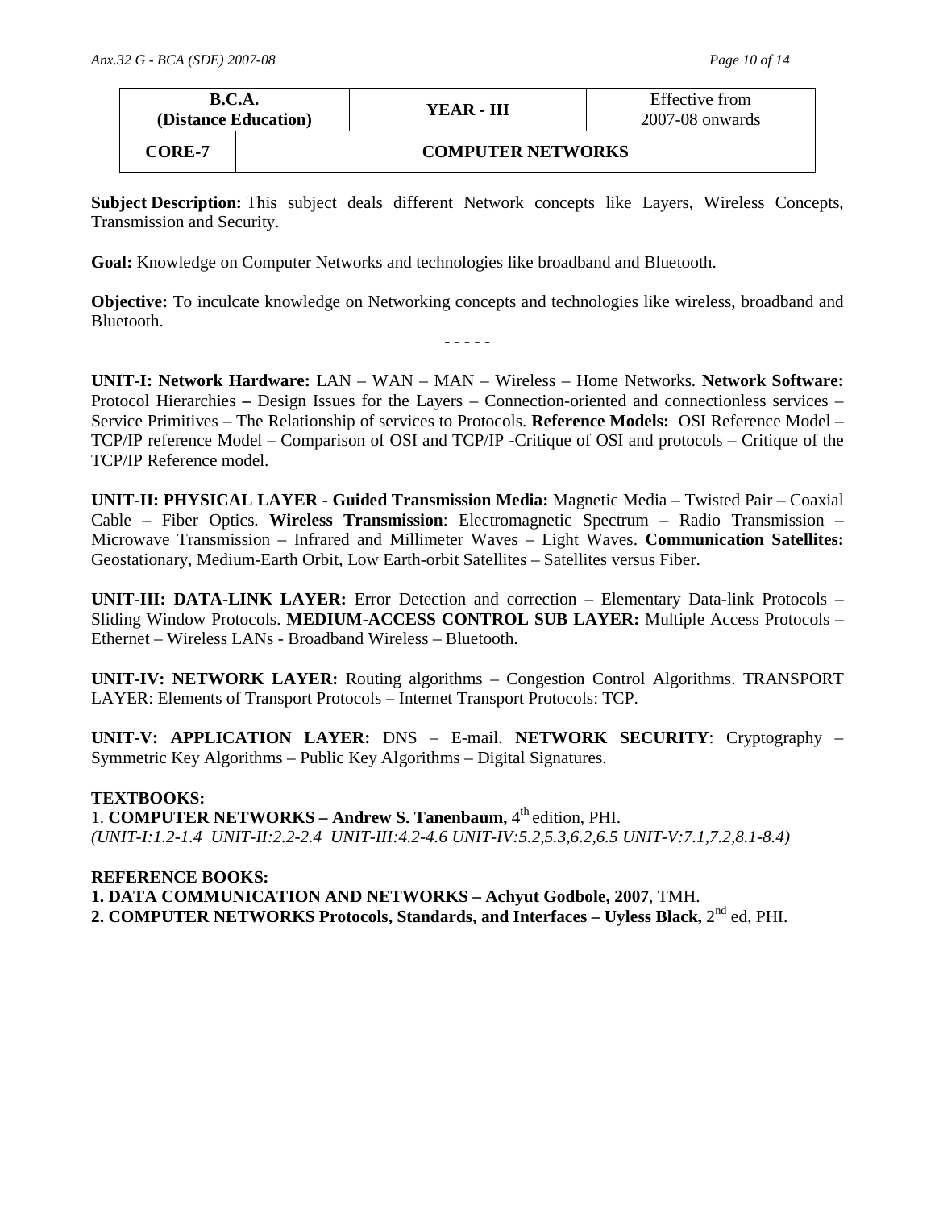| B.C.A. (Distance Education) | | YEAR - III | Effective from 2007-08 onwards |
|---|---|---|---|
| CORE-7 | COMPUTER NETWORKS | | |

**Subject Description:** This subject deals different Network concepts like Layers, Wireless Concepts, Transmission and Security.

**Goal:** Knowledge on Computer Networks and technologies like broadband and Bluetooth.

**Objective:** To inculcate knowledge on Networking concepts and technologies like wireless, broadband and Bluetooth.

- - - - -

**UNIT-I: Network Hardware:** LAN – WAN – MAN – Wireless – Home Networks. **Network Software:** Protocol Hierarchies **–** Design Issues for the Layers – Connection-oriented and connectionless services – Service Primitives – The Relationship of services to Protocols. **Reference Models:** OSI Reference Model – TCP/IP reference Model – Comparison of OSI and TCP/IP -Critique of OSI and protocols – Critique of the TCP/IP Reference model.

**UNIT-II: PHYSICAL LAYER - Guided Transmission Media:** Magnetic Media – Twisted Pair – Coaxial Cable – Fiber Optics. **Wireless Transmission**: Electromagnetic Spectrum – Radio Transmission – Microwave Transmission – Infrared and Millimeter Waves – Light Waves. **Communication Satellites:** Geostationary, Medium-Earth Orbit, Low Earth-orbit Satellites – Satellites versus Fiber.

**UNIT-III: DATA-LINK LAYER:** Error Detection and correction – Elementary Data-link Protocols – Sliding Window Protocols. **MEDIUM-ACCESS CONTROL SUB LAYER:** Multiple Access Protocols – Ethernet – Wireless LANs - Broadband Wireless – Bluetooth.

**UNIT-IV: NETWORK LAYER:** Routing algorithms – Congestion Control Algorithms. TRANSPORT LAYER: Elements of Transport Protocols – Internet Transport Protocols: TCP.

**UNIT-V: APPLICATION LAYER:** DNS – E-mail. **NETWORK SECURITY**: Cryptography – Symmetric Key Algorithms – Public Key Algorithms – Digital Signatures.

**TEXTBOOKS:**

1. **COMPUTER NETWORKS – Andrew S. Tanenbaum,** 4th edition, PHI.
*(UNIT-I:1.2-1.4 UNIT-II:2.2-2.4 UNIT-III:4.2-4.6 UNIT-IV:5.2,5.3,6.2,6.5 UNIT-V:7.1,7.2,8.1-8.4)*

**REFERENCE BOOKS:**

**1. DATA COMMUNICATION AND NETWORKS – Achyut Godbole, 2007**, TMH.
**2. COMPUTER NETWORKS Protocols, Standards, and Interfaces – Uyless Black,** 2nd ed, PHI.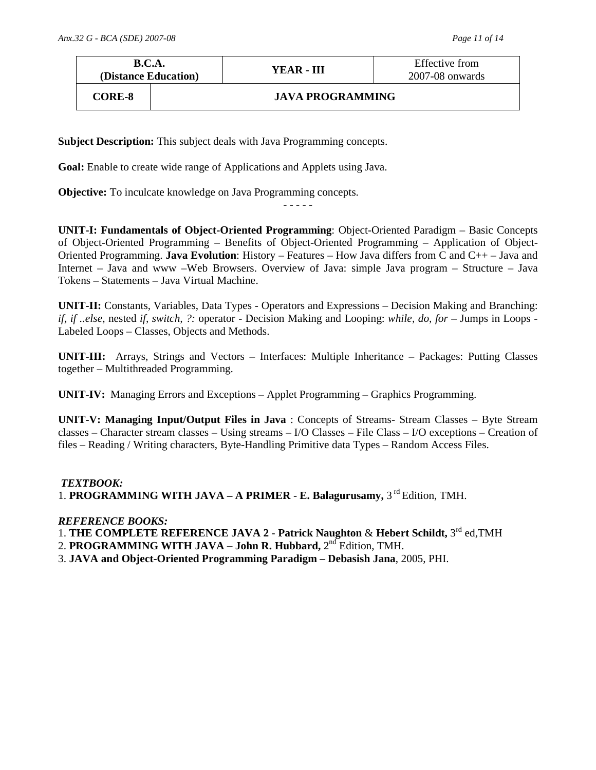| B.C.A. (Distance Education) | | YEAR - III | Effective from 2007-08 onwards |
|---|---|---|---|
| CORE-8 | JAVA PROGRAMMING | | |

**Subject Description:** This subject deals with Java Programming concepts.

**Goal:** Enable to create wide range of Applications and Applets using Java.

**Objective:** To inculcate knowledge on Java Programming concepts.

\- - - - -

**UNIT-I: Fundamentals of Object-Oriented Programming**: Object-Oriented Paradigm – Basic Concepts of Object-Oriented Programming – Benefits of Object-Oriented Programming – Application of Object-Oriented Programming. **Java Evolution**: History – Features – How Java differs from C and C++ – Java and Internet – Java and www –Web Browsers. Overview of Java: simple Java program – Structure – Java Tokens – Statements – Java Virtual Machine.

**UNIT-II:** Constants, Variables, Data Types - Operators and Expressions – Decision Making and Branching: *if, if ..else*, nested *if, switch, ?:* operator - Decision Making and Looping: *while, do, for* – Jumps in Loops - Labeled Loops – Classes, Objects and Methods.

**UNIT-III:** Arrays, Strings and Vectors – Interfaces: Multiple Inheritance – Packages: Putting Classes together – Multithreaded Programming.

**UNIT-IV:** Managing Errors and Exceptions – Applet Programming – Graphics Programming.

**UNIT-V: Managing Input/Output Files in Java** : Concepts of Streams- Stream Classes – Byte Stream classes – Character stream classes – Using streams – I/O Classes – File Class – I/O exceptions – Creation of files – Reading / Writing characters, Byte-Handling Primitive data Types – Random Access Files.

***TEXTBOOK:***

1. **PROGRAMMING WITH JAVA – A PRIMER** - **E. Balagurusamy,** 3rd Edition, TMH.

***REFERENCE BOOKS:***

1. **THE COMPLETE REFERENCE JAVA 2** - **Patrick Naughton** & **Hebert Schildt,** 3rd ed,TMH
2. **PROGRAMMING WITH JAVA – John R. Hubbard,** 2nd Edition, TMH.
3. **JAVA and Object-Oriented Programming Paradigm – Debasish Jana**, 2005, PHI.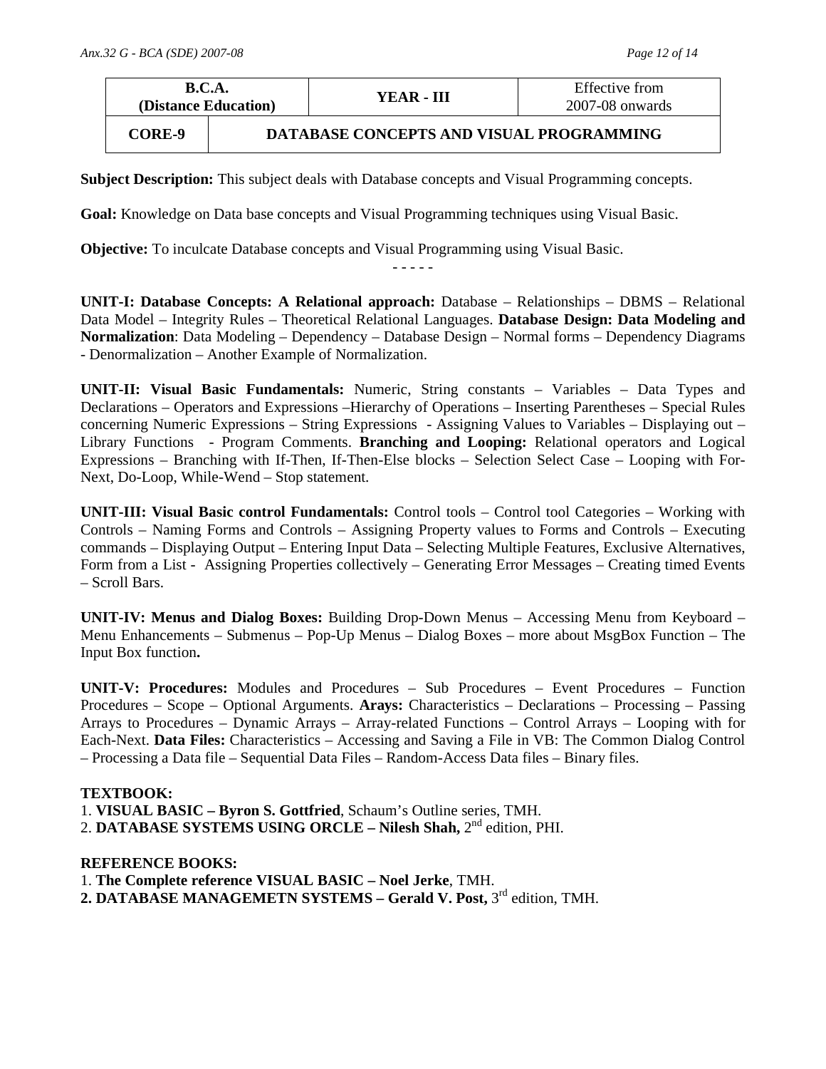| **B.C.A. (Distance Education)** | **YEAR - III** | Effective from 2007-08 onwards |
|---|---|---|
| **CORE-9** | **DATABASE CONCEPTS AND VISUAL PROGRAMMING** | |

**Subject Description:** This subject deals with Database concepts and Visual Programming concepts.

**Goal:** Knowledge on Data base concepts and Visual Programming techniques using Visual Basic.

**Objective:** To inculcate Database concepts and Visual Programming using Visual Basic.

\- - - - -

**UNIT-I: Database Concepts: A Relational approach:** Database – Relationships – DBMS – Relational Data Model – Integrity Rules – Theoretical Relational Languages. **Database Design: Data Modeling and Normalization**: Data Modeling – Dependency – Database Design – Normal forms – Dependency Diagrams - Denormalization – Another Example of Normalization.

**UNIT-II: Visual Basic Fundamentals:** Numeric, String constants – Variables – Data Types and Declarations – Operators and Expressions –Hierarchy of Operations – Inserting Parentheses – Special Rules concerning Numeric Expressions – String Expressions - Assigning Values to Variables – Displaying out – Library Functions - Program Comments. **Branching and Looping:** Relational operators and Logical Expressions – Branching with If-Then, If-Then-Else blocks – Selection Select Case – Looping with For-Next, Do-Loop, While-Wend – Stop statement.

**UNIT-III: Visual Basic control Fundamentals:** Control tools – Control tool Categories – Working with Controls – Naming Forms and Controls – Assigning Property values to Forms and Controls – Executing commands – Displaying Output – Entering Input Data – Selecting Multiple Features, Exclusive Alternatives, Form from a List - Assigning Properties collectively – Generating Error Messages – Creating timed Events – Scroll Bars.

**UNIT-IV: Menus and Dialog Boxes:** Building Drop-Down Menus – Accessing Menu from Keyboard – Menu Enhancements – Submenus – Pop-Up Menus – Dialog Boxes – more about MsgBox Function – The Input Box function**.**

**UNIT-V: Procedures:** Modules and Procedures – Sub Procedures – Event Procedures – Function Procedures – Scope – Optional Arguments. **Arays:** Characteristics – Declarations – Processing – Passing Arrays to Procedures – Dynamic Arrays – Array-related Functions – Control Arrays – Looping with for Each-Next. **Data Files:** Characteristics – Accessing and Saving a File in VB: The Common Dialog Control – Processing a Data file – Sequential Data Files – Random-Access Data files – Binary files.

**TEXTBOOK:**

1. **VISUAL BASIC – Byron S. Gottfried**, Schaum's Outline series, TMH.
2. **DATABASE SYSTEMS USING ORCLE – Nilesh Shah,** 2nd edition, PHI.

**REFERENCE BOOKS:**

1. **The Complete reference VISUAL BASIC – Noel Jerke**, TMH.
2. **DATABASE MANAGEMETN SYSTEMS – Gerald V. Post,** 3rd edition, TMH.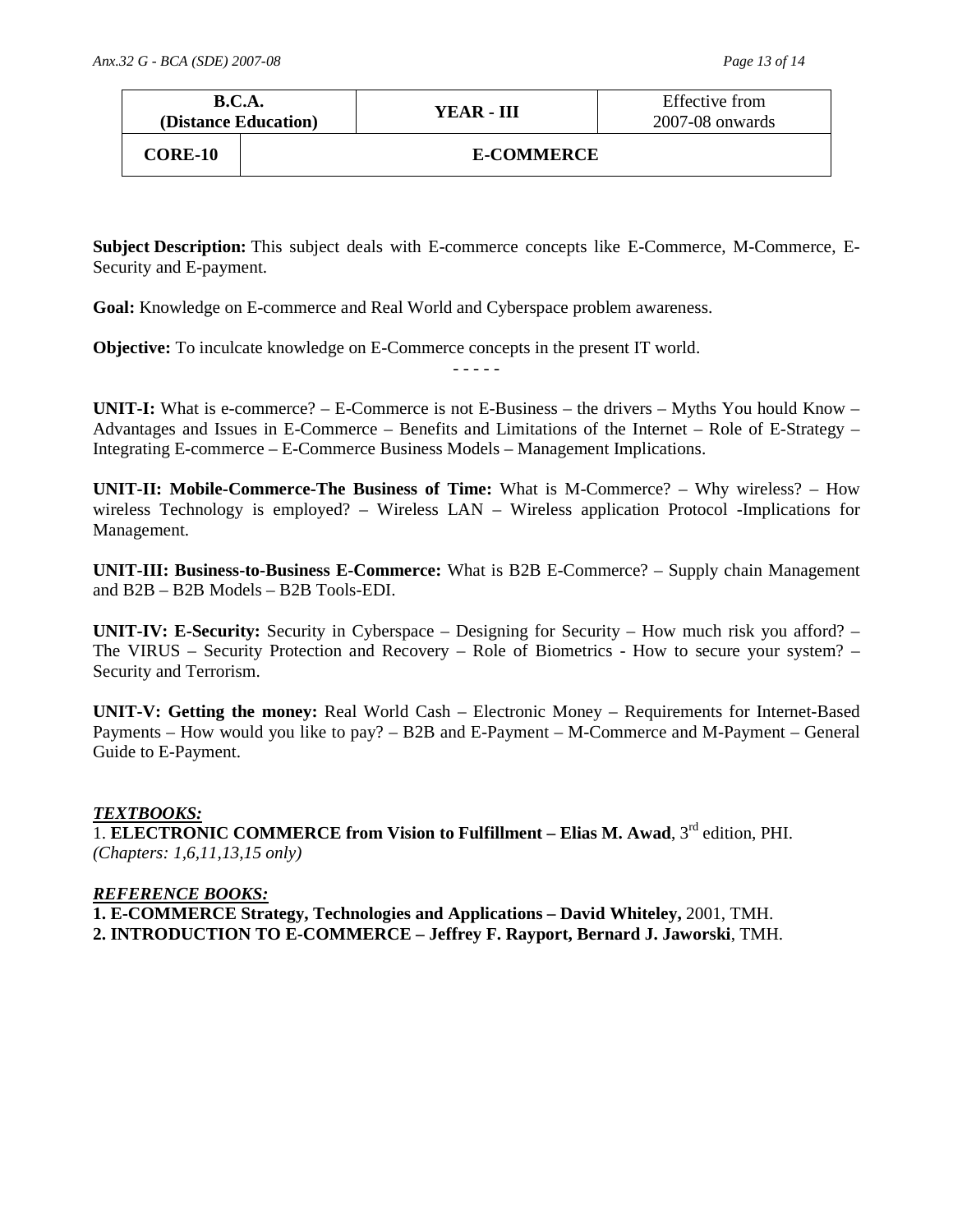| B.C.A. (Distance Education) | | YEAR - III | Effective from 2007-08 onwards |
|---|---|---|---|
| **CORE-10** | **E-COMMERCE** | | |

**Subject Description:** This subject deals with E-commerce concepts like E-Commerce, M-Commerce, E-Security and E-payment.

**Goal:** Knowledge on E-commerce and Real World and Cyberspace problem awareness.

**Objective:** To inculcate knowledge on E-Commerce concepts in the present IT world.

- - - - -

**UNIT-I:** What is e-commerce? – E-Commerce is not E-Business – the drivers – Myths You hould Know – Advantages and Issues in E-Commerce – Benefits and Limitations of the Internet – Role of E-Strategy – Integrating E-commerce – E-Commerce Business Models – Management Implications.

**UNIT-II: Mobile-Commerce-The Business of Time:** What is M-Commerce? – Why wireless? – How wireless Technology is employed? – Wireless LAN – Wireless application Protocol -Implications for Management.

**UNIT-III: Business-to-Business E-Commerce:** What is B2B E-Commerce? – Supply chain Management and B2B – B2B Models – B2B Tools-EDI.

**UNIT-IV: E-Security:** Security in Cyberspace – Designing for Security – How much risk you afford? – The VIRUS – Security Protection and Recovery – Role of Biometrics - How to secure your system? – Security and Terrorism.

**UNIT-V: Getting the money:** Real World Cash – Electronic Money – Requirements for Internet-Based Payments – How would you like to pay? – B2B and E-Payment – M-Commerce and M-Payment – General Guide to E-Payment.

***TEXTBOOKS:***

1. **ELECTRONIC COMMERCE from Vision to Fulfillment – Elias M. Awad**, 3rd edition, PHI. *(Chapters: 1,6,11,13,15 only)*

***REFERENCE BOOKS:***

**1. E-COMMERCE Strategy, Technologies and Applications – David Whiteley,** 2001, TMH.
**2. INTRODUCTION TO E-COMMERCE – Jeffrey F. Rayport, Bernard J. Jaworski**, TMH.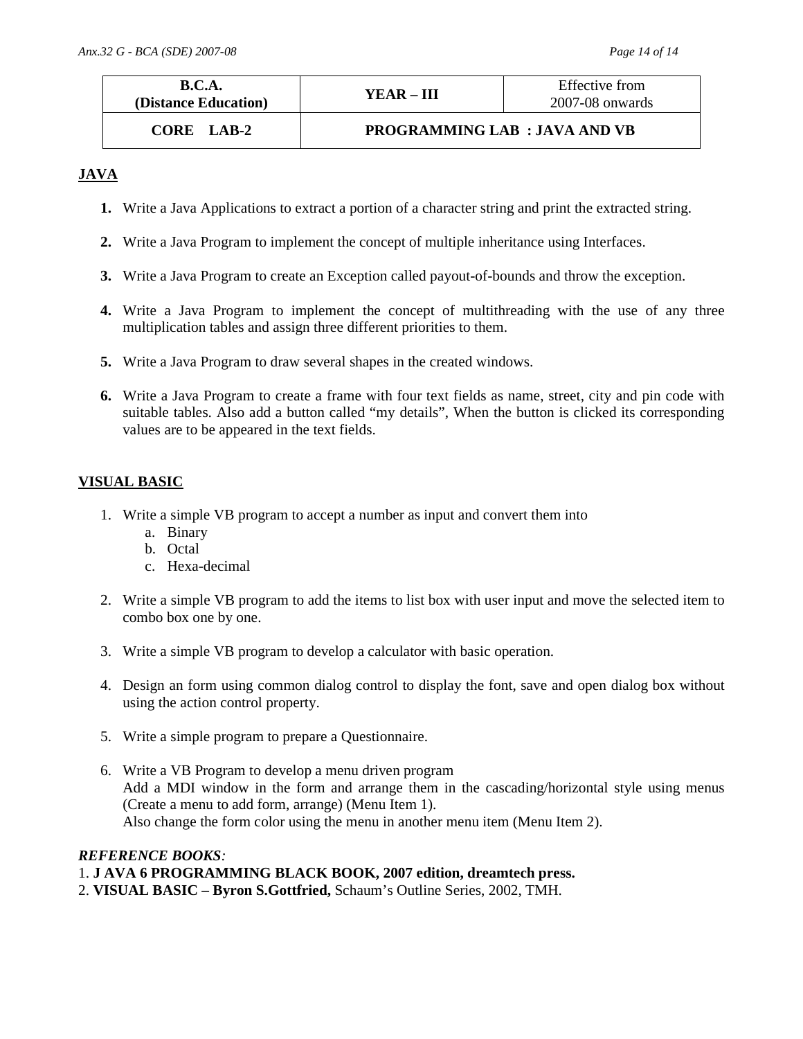| B.C.A. (Distance Education) | YEAR – III | Effective from 2007-08 onwards |
|---|---|---|
| CORE LAB-2 | PROGRAMMING LAB : JAVA AND VB | |

## JAVA

1. Write a Java Applications to extract a portion of a character string and print the extracted string.
2. Write a Java Program to implement the concept of multiple inheritance using Interfaces.
3. Write a Java Program to create an Exception called payout-of-bounds and throw the exception.
4. Write a Java Program to implement the concept of multithreading with the use of any three multiplication tables and assign three different priorities to them.
5. Write a Java Program to draw several shapes in the created windows.
6. Write a Java Program to create a frame with four text fields as name, street, city and pin code with suitable tables. Also add a button called "my details", When the button is clicked its corresponding values are to be appeared in the text fields.

## VISUAL BASIC

1. Write a simple VB program to accept a number as input and convert them into
   a. Binary
   b. Octal
   c. Hexa-decimal
2. Write a simple VB program to add the items to list box with user input and move the selected item to combo box one by one.
3. Write a simple VB program to develop a calculator with basic operation.
4. Design an form using common dialog control to display the font, save and open dialog box without using the action control property.
5. Write a simple program to prepare a Questionnaire.
6. Write a VB Program to develop a menu driven program
   Add a MDI window in the form and arrange them in the cascading/horizontal style using menus (Create a menu to add form, arrange) (Menu Item 1).
   Also change the form color using the menu in another menu item (Menu Item 2).

***REFERENCE BOOKS**:*

1. **J AVA 6 PROGRAMMING BLACK BOOK, 2007 edition, dreamtech press.**
2. **VISUAL BASIC – Byron S.Gottfried,** Schaum's Outline Series, 2002, TMH.